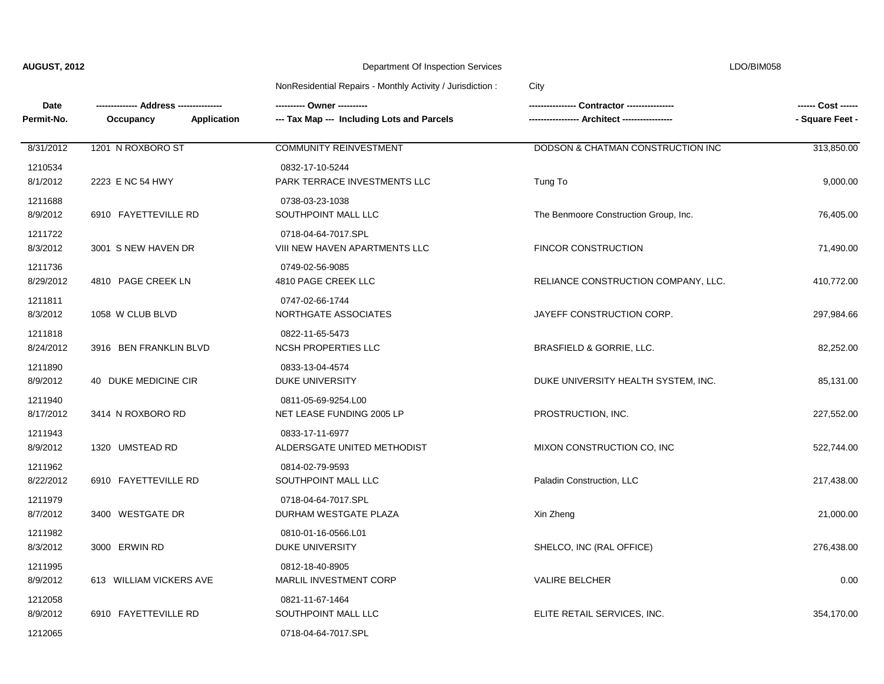**AUGUST, 2012** — Department Of Inspection Services — LDO/BIM058

NonResidential Repairs - Monthly Activity / Jurisdiction : City

| Date / Permit-No. | Address / Occupancy / Application | Owner / Tax Map (Including Lots and Parcels) | Contractor / Architect | Cost / Square Feet |
|---|---|---|---|---|
| 8/31/2012<br>1210534 | 1201 N ROXBORO ST | COMMUNITY REINVESTMENT<br>0832-17-10-5244 | DODSON & CHATMAN CONSTRUCTION INC | 313,850.00 |
| 8/1/2012<br>1211688 | 2223 E NC 54 HWY | PARK TERRACE INVESTMENTS LLC<br>0738-03-23-1038 | Tung To | 9,000.00 |
| 8/9/2012<br>1211722 | 6910 FAYETTEVILLE RD | SOUTHPOINT MALL LLC<br>0718-04-64-7017.SPL | The Benmoore Construction Group, Inc. | 76,405.00 |
| 8/3/2012<br>1211736 | 3001 S NEW HAVEN DR | VIII NEW HAVEN APARTMENTS LLC<br>0749-02-56-9085 | FINCOR CONSTRUCTION | 71,490.00 |
| 8/29/2012<br>1211811 | 4810 PAGE CREEK LN | 4810 PAGE CREEK LLC<br>0747-02-66-1744 | RELIANCE CONSTRUCTION COMPANY, LLC. | 410,772.00 |
| 8/3/2012<br>1211818 | 1058 W CLUB BLVD | NORTHGATE ASSOCIATES<br>0822-11-65-5473 | JAYEFF CONSTRUCTION CORP. | 297,984.66 |
| 8/24/2012<br>1211890 | 3916 BEN FRANKLIN BLVD | NCSH PROPERTIES LLC<br>0833-13-04-4574 | BRASFIELD & GORRIE, LLC. | 82,252.00 |
| 8/9/2012<br>1211940 | 40 DUKE MEDICINE CIR | DUKE UNIVERSITY<br>0811-05-69-9254.L00 | DUKE UNIVERSITY HEALTH SYSTEM, INC. | 85,131.00 |
| 8/17/2012<br>1211943 | 3414 N ROXBORO RD | NET LEASE FUNDING 2005 LP<br>0833-17-11-6977 | PROSTRUCTION, INC. | 227,552.00 |
| 8/9/2012<br>1211962 | 1320 UMSTEAD RD | ALDERSGATE UNITED METHODIST<br>0814-02-79-9593 | MIXON CONSTRUCTION CO, INC | 522,744.00 |
| 8/22/2012<br>1211979 | 6910 FAYETTEVILLE RD | SOUTHPOINT MALL LLC<br>0718-04-64-7017.SPL | Paladin Construction, LLC | 217,438.00 |
| 8/7/2012<br>1211982 | 3400 WESTGATE DR | DURHAM WESTGATE PLAZA<br>0810-01-16-0566.L01 | Xin Zheng | 21,000.00 |
| 8/3/2012<br>1211995 | 3000 ERWIN RD | DUKE UNIVERSITY<br>0812-18-40-8905 | SHELCO, INC (RAL OFFICE) | 276,438.00 |
| 8/9/2012<br>1212058 | 613 WILLIAM VICKERS AVE | MARLIL INVESTMENT CORP<br>0821-11-67-1464 | VALIRE BELCHER | 0.00 |
| 8/9/2012<br>1212065 | 6910 FAYETTEVILLE RD | SOUTHPOINT MALL LLC<br>0718-04-64-7017.SPL | ELITE RETAIL SERVICES, INC. | 354,170.00 |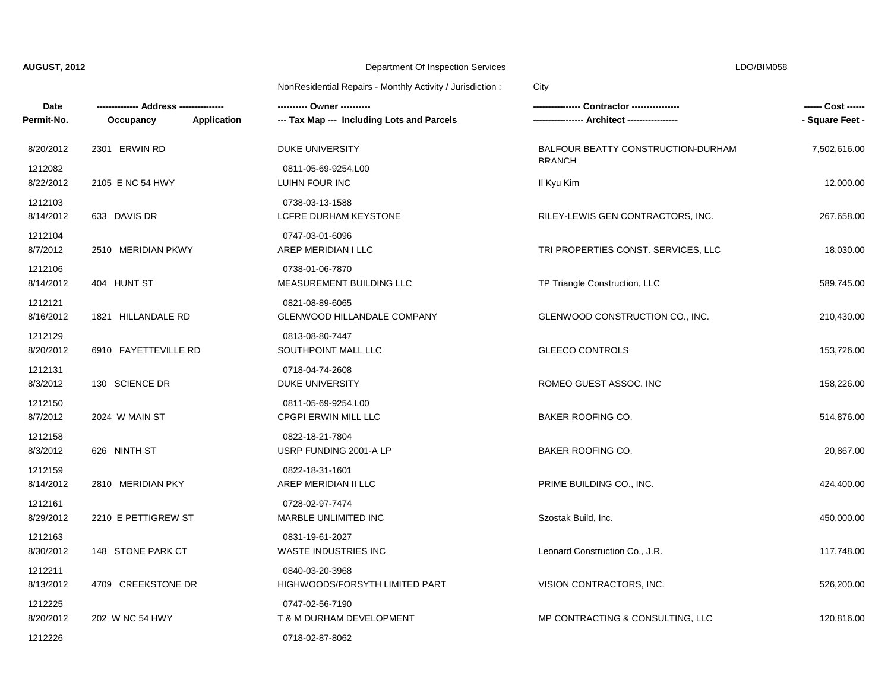**AUGUST, 2012** Department Of Inspection Services LDO/BIM058

NonResidential Repairs - Monthly Activity / Jurisdiction : City

| Date Permit-No. | Address Occupancy Application | Owner --- Tax Map --- Including Lots and Parcels | Contractor Architect | Cost - Square Feet - |
|---|---|---|---|---|
| 8/20/2012 1212082 | 2301 ERWIN RD | DUKE UNIVERSITY 0811-05-69-9254.L00 | BALFOUR BEATTY CONSTRUCTION-DURHAM BRANCH | 7,502,616.00 |
| 8/22/2012 1212103 | 2105 E NC 54 HWY | LUIHN FOUR INC 0738-03-13-1588 | Il Kyu Kim | 12,000.00 |
| 8/14/2012 1212104 | 633 DAVIS DR | LCFRE DURHAM KEYSTONE 0747-03-01-6096 | RILEY-LEWIS GEN CONTRACTORS, INC. | 267,658.00 |
| 8/7/2012 1212106 | 2510 MERIDIAN PKWY | AREP MERIDIAN I LLC 0738-01-06-7870 | TRI PROPERTIES CONST. SERVICES, LLC | 18,030.00 |
| 8/14/2012 1212121 | 404 HUNT ST | MEASUREMENT BUILDING LLC 0821-08-89-6065 | TP Triangle Construction, LLC | 589,745.00 |
| 8/16/2012 1212129 | 1821 HILLANDALE RD | GLENWOOD HILLANDALE COMPANY 0813-08-80-7447 | GLENWOOD CONSTRUCTION CO., INC. | 210,430.00 |
| 8/20/2012 1212131 | 6910 FAYETTEVILLE RD | SOUTHPOINT MALL LLC 0718-04-74-2608 | GLEECO CONTROLS | 153,726.00 |
| 8/3/2012 1212150 | 130 SCIENCE DR | DUKE UNIVERSITY 0811-05-69-9254.L00 | ROMEO GUEST ASSOC. INC | 158,226.00 |
| 8/7/2012 1212158 | 2024 W MAIN ST | CPGPI ERWIN MILL LLC 0822-18-21-7804 | BAKER ROOFING CO. | 514,876.00 |
| 8/3/2012 1212159 | 626 NINTH ST | USRP FUNDING 2001-A LP 0822-18-31-1601 | BAKER ROOFING CO. | 20,867.00 |
| 8/14/2012 1212161 | 2810 MERIDIAN PKY | AREP MERIDIAN II LLC 0728-02-97-7474 | PRIME BUILDING CO., INC. | 424,400.00 |
| 8/29/2012 1212163 | 2210 E PETTIGREW ST | MARBLE UNLIMITED INC 0831-19-61-2027 | Szostak Build, Inc. | 450,000.00 |
| 8/30/2012 1212211 | 148 STONE PARK CT | WASTE INDUSTRIES INC 0840-03-20-3968 | Leonard Construction Co., J.R. | 117,748.00 |
| 8/13/2012 1212225 | 4709 CREEKSTONE DR | HIGHWOODS/FORSYTH LIMITED PART 0747-02-56-7190 | VISION CONTRACTORS, INC. | 526,200.00 |
| 8/20/2012 1212226 | 202 W NC 54 HWY | T & M DURHAM DEVELOPMENT 0718-02-87-8062 | MP CONTRACTING & CONSULTING, LLC | 120,816.00 |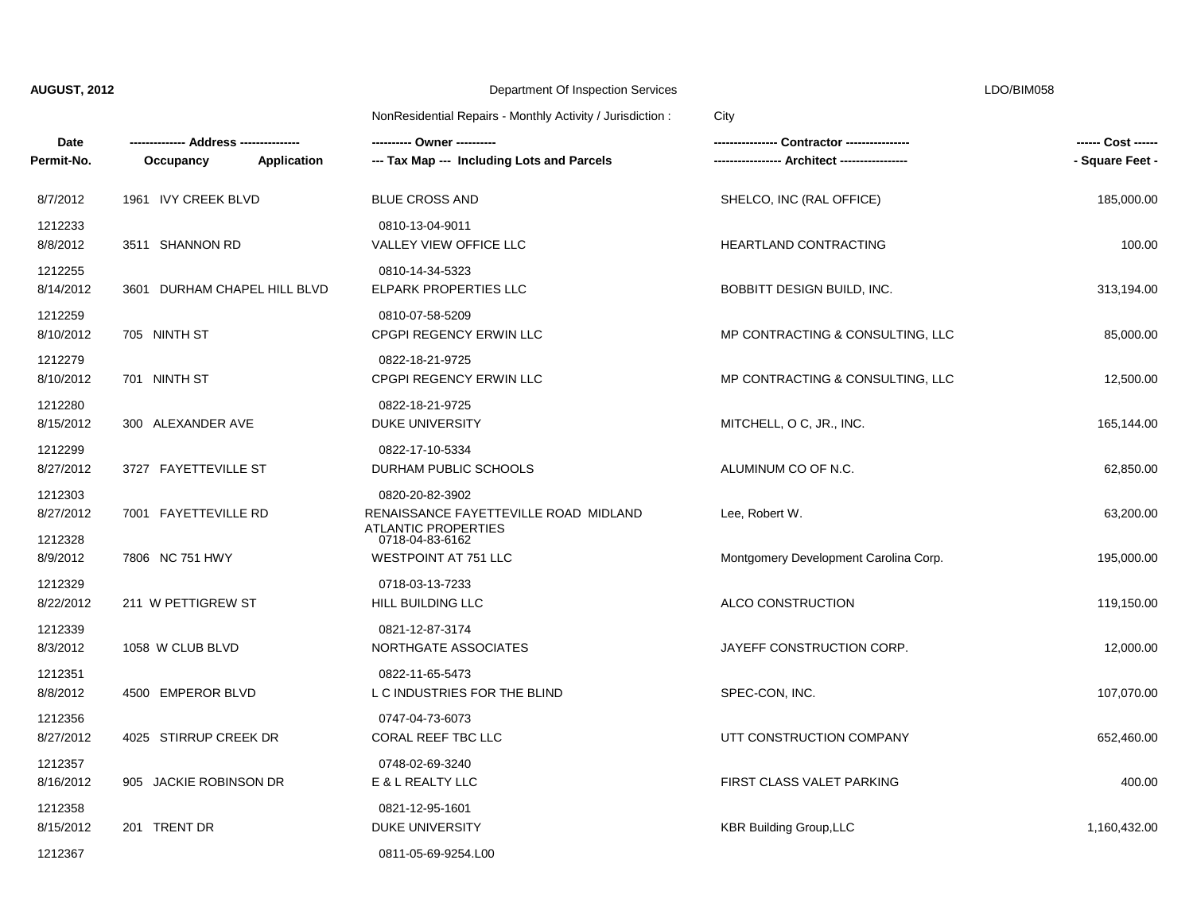**AUGUST, 2012** Department Of Inspection Services LDO/BIM058

NonResidential Repairs - Monthly Activity / Jurisdiction : City

| Date<br>Permit-No. | -------------- Address --------------<br>Occupancy Application | ---------- Owner ----------<br>--- Tax Map --- Including Lots and Parcels | ---------------- Contractor ----------------<br>----------------- Architect ----------------- | ------ Cost ------<br>- Square Feet - |
|---|---|---|---|---|
| 8/7/2012<br>1212233 | 1961 IVY CREEK BLVD | BLUE CROSS AND<br>0810-13-04-9011 | SHELCO, INC (RAL OFFICE) | 185,000.00 |
| 8/8/2012<br>1212255 | 3511 SHANNON RD | VALLEY VIEW OFFICE LLC<br>0810-14-34-5323 | HEARTLAND CONTRACTING | 100.00 |
| 8/14/2012<br>1212259 | 3601 DURHAM CHAPEL HILL BLVD | ELPARK PROPERTIES LLC<br>0810-07-58-5209 | BOBBITT DESIGN BUILD, INC. | 313,194.00 |
| 8/10/2012<br>1212279 | 705 NINTH ST | CPGPI REGENCY ERWIN LLC<br>0822-18-21-9725 | MP CONTRACTING & CONSULTING, LLC | 85,000.00 |
| 8/10/2012<br>1212280 | 701 NINTH ST | CPGPI REGENCY ERWIN LLC<br>0822-18-21-9725 | MP CONTRACTING & CONSULTING, LLC | 12,500.00 |
| 8/15/2012<br>1212299 | 300 ALEXANDER AVE | DUKE UNIVERSITY<br>0822-17-10-5334 | MITCHELL, O C, JR., INC. | 165,144.00 |
| 8/27/2012<br>1212303 | 3727 FAYETTEVILLE ST | DURHAM PUBLIC SCHOOLS<br>0820-20-82-3902 | ALUMINUM CO OF N.C. | 62,850.00 |
| 8/27/2012<br>1212328 | 7001 FAYETTEVILLE RD | RENAISSANCE FAYETTEVILLE ROAD MIDLAND ATLANTIC PROPERTIES<br>0718-04-83-6162 | Lee, Robert W. | 63,200.00 |
| 8/9/2012<br>1212329 | 7806 NC 751 HWY | WESTPOINT AT 751 LLC<br>0718-03-13-7233 | Montgomery Development Carolina Corp. | 195,000.00 |
| 8/22/2012<br>1212339 | 211 W PETTIGREW ST | HILL BUILDING LLC<br>0821-12-87-3174 | ALCO CONSTRUCTION | 119,150.00 |
| 8/3/2012<br>1212351 | 1058 W CLUB BLVD | NORTHGATE ASSOCIATES<br>0822-11-65-5473 | JAYEFF CONSTRUCTION CORP. | 12,000.00 |
| 8/8/2012<br>1212356 | 4500 EMPEROR BLVD | L C INDUSTRIES FOR THE BLIND<br>0747-04-73-6073 | SPEC-CON, INC. | 107,070.00 |
| 8/27/2012<br>1212357 | 4025 STIRRUP CREEK DR | CORAL REEF TBC LLC<br>0748-02-69-3240 | UTT CONSTRUCTION COMPANY | 652,460.00 |
| 8/16/2012<br>1212358 | 905 JACKIE ROBINSON DR | E & L REALTY LLC<br>0821-12-95-1601 | FIRST CLASS VALET PARKING | 400.00 |
| 8/15/2012<br>1212367 | 201 TRENT DR | DUKE UNIVERSITY<br>0811-05-69-9254.L00 | KBR Building Group,LLC | 1,160,432.00 |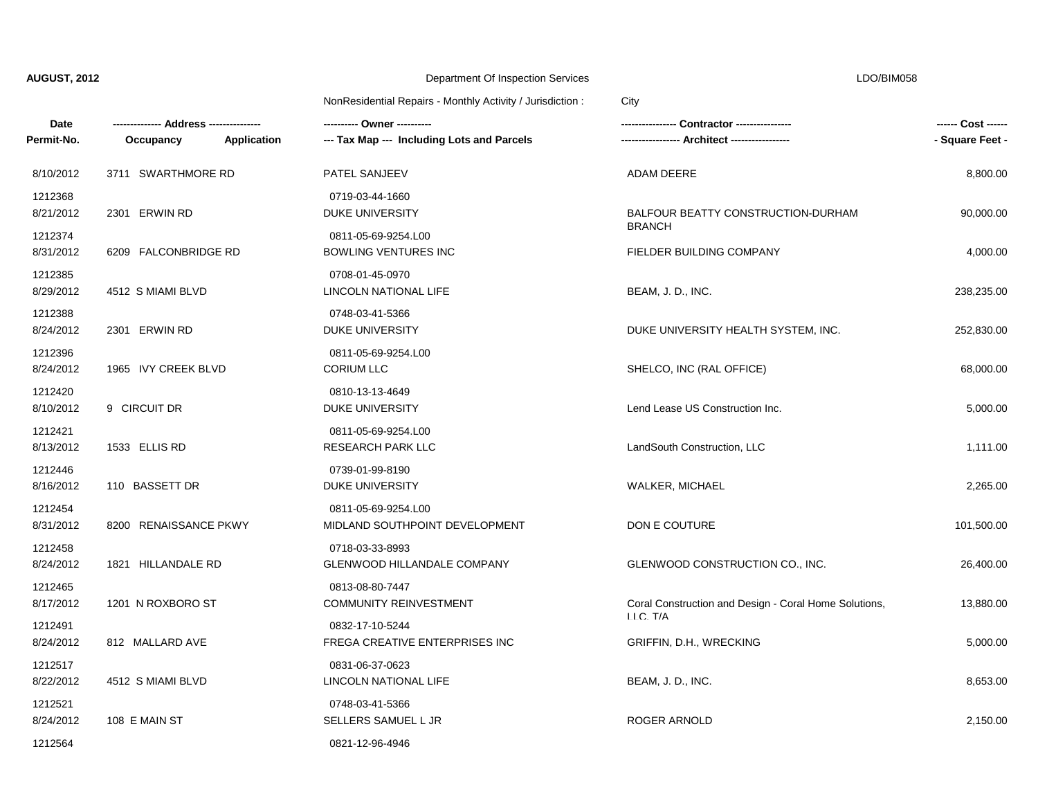NonResidential Repairs - Monthly Activity / Jurisdiction : City

| Date | Permit-No. | Address (Occupancy / Application) | Owner | Tax Map (Including Lots and Parcels) | Contractor / Architect | Cost / Square Feet |
|---|---|---|---|---|---|---|
| 8/10/2012 | 1212368 | 3711 SWARTHMORE RD | PATEL SANJEEV | 0719-03-44-1660 | ADAM DEERE | 8,800.00 |
| 8/21/2012 | 1212374 | 2301 ERWIN RD | DUKE UNIVERSITY | 0811-05-69-9254.L00 | BALFOUR BEATTY CONSTRUCTION-DURHAM BRANCH | 90,000.00 |
| 8/31/2012 | 1212385 | 6209 FALCONBRIDGE RD | BOWLING VENTURES INC | 0708-01-45-0970 | FIELDER BUILDING COMPANY | 4,000.00 |
| 8/29/2012 | 1212388 | 4512 S MIAMI BLVD | LINCOLN NATIONAL LIFE | 0748-03-41-5366 | BEAM, J. D., INC. | 238,235.00 |
| 8/24/2012 | 1212396 | 2301 ERWIN RD | DUKE UNIVERSITY | 0811-05-69-9254.L00 | DUKE UNIVERSITY HEALTH SYSTEM, INC. | 252,830.00 |
| 8/24/2012 | 1212420 | 1965 IVY CREEK BLVD | CORIUM LLC | 0810-13-13-4649 | SHELCO, INC (RAL OFFICE) | 68,000.00 |
| 8/10/2012 | 1212421 | 9 CIRCUIT DR | DUKE UNIVERSITY | 0811-05-69-9254.L00 | Lend Lease US Construction Inc. | 5,000.00 |
| 8/13/2012 | 1212446 | 1533 ELLIS RD | RESEARCH PARK LLC | 0739-01-99-8190 | LandSouth Construction, LLC | 1,111.00 |
| 8/16/2012 | 1212454 | 110 BASSETT DR | DUKE UNIVERSITY | 0811-05-69-9254.L00 | WALKER, MICHAEL | 2,265.00 |
| 8/31/2012 | 1212458 | 8200 RENAISSANCE PKWY | MIDLAND SOUTHPOINT DEVELOPMENT | 0718-03-33-8993 | DON E COUTURE | 101,500.00 |
| 8/24/2012 | 1212465 | 1821 HILLANDALE RD | GLENWOOD HILLANDALE COMPANY | 0813-08-80-7447 | GLENWOOD CONSTRUCTION CO., INC. | 26,400.00 |
| 8/17/2012 | 1212491 | 1201 N ROXBORO ST | COMMUNITY REINVESTMENT | 0832-17-10-5244 | Coral Construction and Design - Coral Home Solutions, LLC T/A | 13,880.00 |
| 8/24/2012 | 1212517 | 812 MALLARD AVE | FREGA CREATIVE ENTERPRISES INC | 0831-06-37-0623 | GRIFFIN, D.H., WRECKING | 5,000.00 |
| 8/22/2012 | 1212521 | 4512 S MIAMI BLVD | LINCOLN NATIONAL LIFE | 0748-03-41-5366 | BEAM, J. D., INC. | 8,653.00 |
| 8/24/2012 | 1212564 | 108 E MAIN ST | SELLERS SAMUEL L JR | 0821-12-96-4946 | ROGER ARNOLD | 2,150.00 |